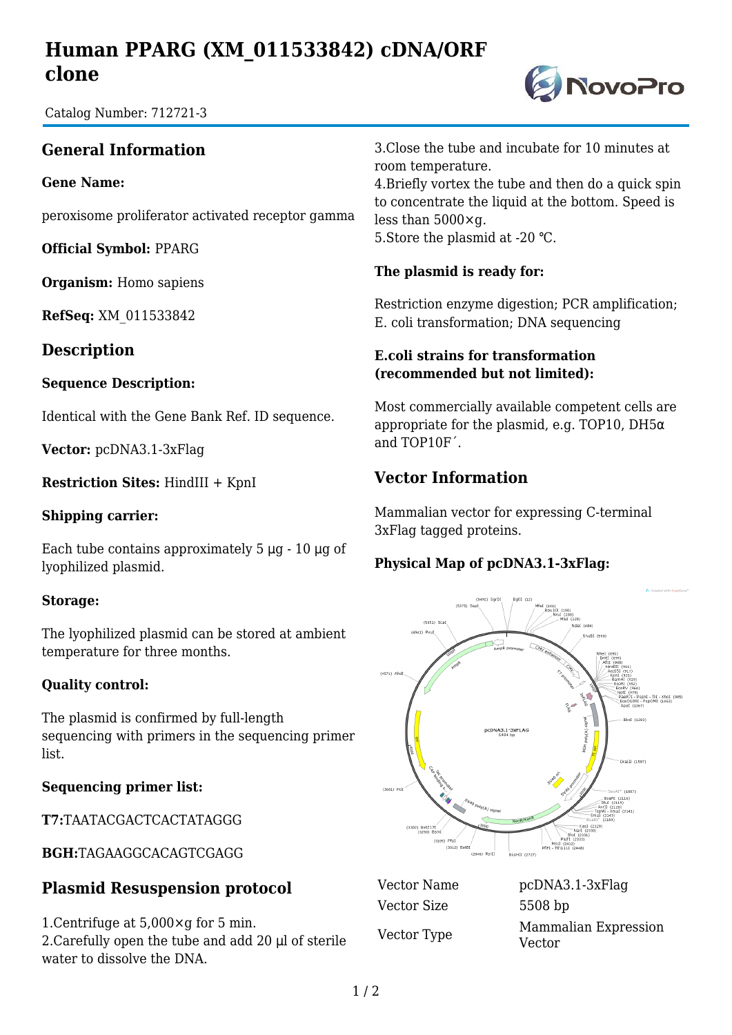# Human PPARG (XM_011533842) cDNA/ORF clone

Catalog Number: 712721-3

## General Information

**Gene Name:**

peroxisome proliferator activated receptor gamma

**Official Symbol:** PPARG

**Organism:** Homo sapiens

**RefSeq:** XM_011533842

## Description

**Sequence Description:**

Identical with the Gene Bank Ref. ID sequence.

**Vector:** pcDNA3.1-3xFlag

**Restriction Sites:** HindIII + KpnI

**Shipping carrier:**

Each tube contains approximately 5 μg - 10 μg of lyophilized plasmid.

**Storage:**

The lyophilized plasmid can be stored at ambient temperature for three months.

**Quality control:**

The plasmid is confirmed by full-length sequencing with primers in the sequencing primer list.

**Sequencing primer list:**

**T7:**TAATACGACTCACTATAGGG

**BGH:**TAGAAGGCACAGTCGAGG

## Plasmid Resuspension protocol

1.Centrifuge at 5,000×g for 5 min.
2.Carefully open the tube and add 20 μl of sterile water to dissolve the DNA.
3.Close the tube and incubate for 10 minutes at room temperature.
4.Briefly vortex the tube and then do a quick spin to concentrate the liquid at the bottom. Speed is less than 5000×g.
5.Store the plasmid at -20 ℃.

**The plasmid is ready for:**

Restriction enzyme digestion; PCR amplification; E. coli transformation; DNA sequencing

**E.coli strains for transformation (recommended but not limited):**

Most commercially available competent cells are appropriate for the plasmid, e.g. TOP10, DH5α and TOP10F´.

## Vector Information

Mammalian vector for expressing C-terminal 3xFlag tagged proteins.

**Physical Map of pcDNA3.1-3xFlag:**

| | |
|---|---|
| Vector Name | pcDNA3.1-3xFlag |
| Vector Size | 5508 bp |
| Vector Type | Mammalian Expression Vector |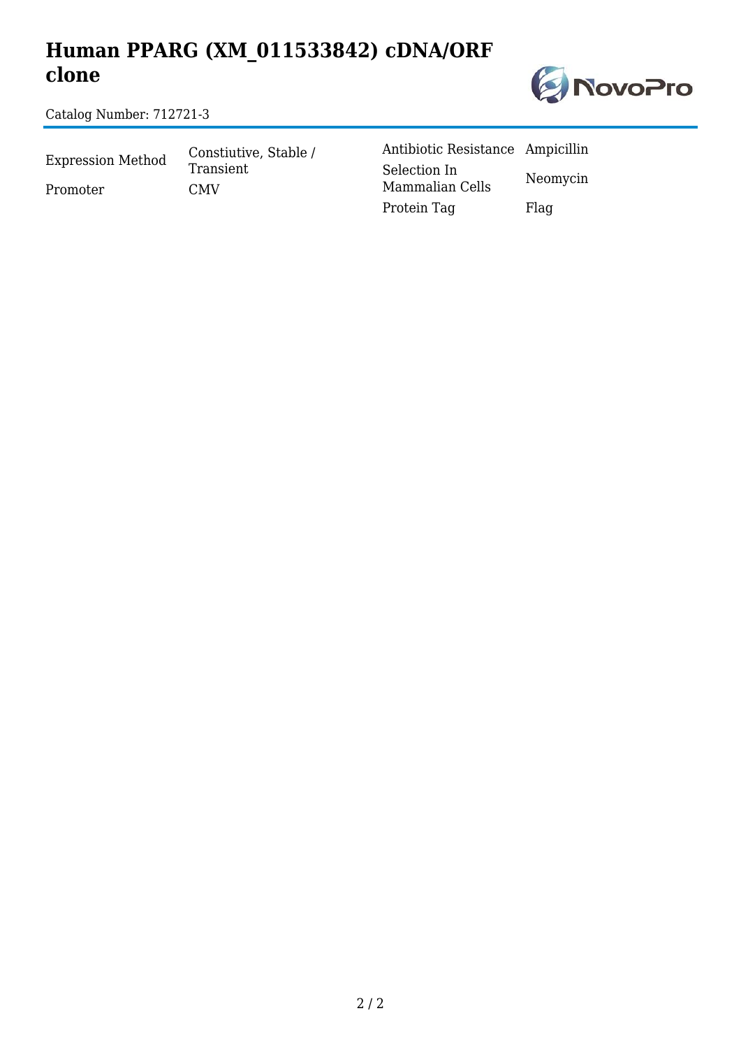# Human PPARG (XM_011533842) cDNA/ORF clone

Catalog Number: 712721-3

| | | | |
|---|---|---|---|
| Expression Method | Constiutive, Stable / Transient | Antibiotic Resistance | Ampicillin |
| Promoter | CMV | Selection In Mammalian Cells | Neomycin |
| | | Protein Tag | Flag |